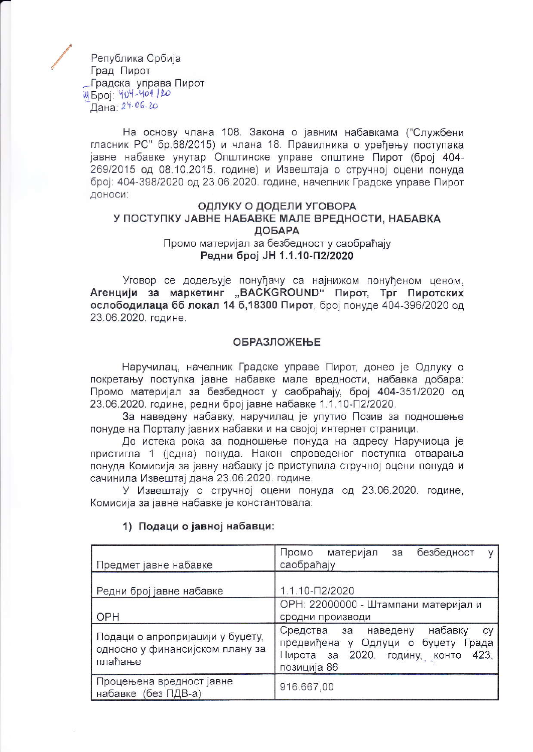Република Србија
Град Пирот
Градска управа Пирот
Број: 404-401/20
Дана: 24.06.20

На основу члана 108. Закона о јавним набавкама ("Службени гласник РС" бр.68/2015) и члана 18. Правилника о уређењу поступака јавне набавке унутар Општинске управе општине Пирот (број 404-269/2015 од 08.10.2015. године) и Извештаја о стручној оцени понуда број: 404-398/2020 од 23.06.2020. године, начелник Градске управе Пирот доноси:

**ОДЛУКУ О ДОДЕЛИ УГОВОРА**
**У ПОСТУПКУ ЈАВНЕ НАБАВКЕ МАЛЕ ВРЕДНОСТИ, НАБАВКА ДОБАРА**
Промо материјал за безбедност у саобраћају
**Редни број ЈН 1.1.10-П2/2020**

Уговор се додељује понуђачу са најнижом понуђеном ценом, **Агенцији за маркетинг „BACKGROUND“ Пирот, Трг Пиротских ослободилаца бб локал 14 б,18300 Пирот**, број понуде 404-396/2020 од 23.06.2020. године.

## ОБРАЗЛОЖЕЊЕ

Наручилац, начелник Градске управе Пирот, донео је Одлуку о покретању поступка јавне набавке мале вредности, набавка добара: Промо материјал за безбедност у саобраћају, број 404-351/2020 од 23.06.2020. године, редни број јавне набавке 1.1.10-П2/2020.

За наведену набавку, наручилац је упутио Позив за подношење понуде на Порталу јавних набавки и на својој интернет страници.

До истека рока за подношење понуда на адресу Наручиоца је пристигла 1 (једна) понуда. Након спроведеног поступка отварања понуда Комисија за јавну набавку је приступила стручној оцени понуда и сачинила Извештај дана 23.06.2020. године.

У Извештају о стручној оцени понуда од 23.06.2020. године, Комисија за јавне набавке је константовала:

1) **Подаци о јавној набавци:**

| | |
|---|---|
| Предмет јавне набавке | Промо материјал за безбедност у саобраћају |
| Редни број јавне набавке | 1.1.10-П2/2020 |
| ОРН | ОРН: 22000000 - Штампани материјал и сродни производи |
| Подаци о апропријацији у буџету, односно у финансијском плану за плаћање | Средства за наведену набавку су предвиђена у Одлуци о буџету Града Пирота за 2020. годину, конто 423, позиција 86 |
| Процењена вредност јавне набавке (без ПДВ-а) | 916.667,00 |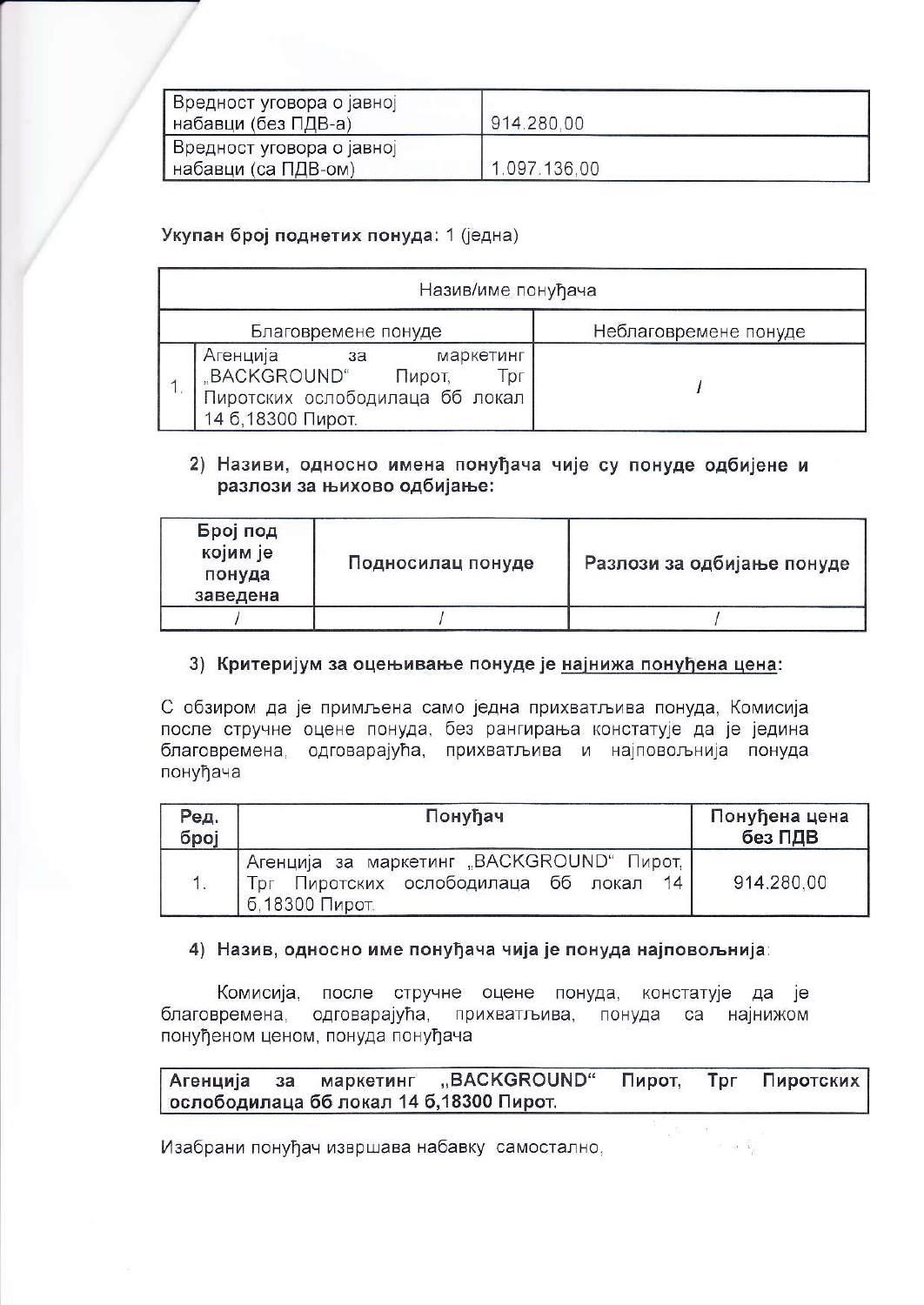| Вредност уговора о јавној набавци (без ПДВ-а) | 914.280,00 |
|---|---|
| Вредност уговора о јавној набавци (са ПДВ-ом) | 1.097.136,00 |

**Укупан број поднетих понуда:** 1 (једна)

| Назив/име понуђача | | |
|---|---|---|
| Благовремене понуде | | Неблаговремене понуде |
| 1. | Агенција за маркетинг „BACKGROUND" Пирот, Трг Пиротских ослободилаца бб локал 14 б,18300 Пирот. | / |

2) **Називи, односно имена понуђача чије су понуде одбијене и разлози за њихово одбијање:**

| Број под којим је понуда заведена | Подносилац понуде | Разлози за одбијање понуде |
|---|---|---|
| / | / | / |

3) **Критеријум за оцењивање понуде је најнижа понуђена цена:**

С обзиром да је примљена само једна прихватљива понуда, Комисија после стручне оцене понуда, без рангирања констатује да је једина благовремена, одговарајућа, прихватљива и најповољнија понуда понуђача

| Ред. број | Понуђач | Понуђена цена без ПДВ |
|---|---|---|
| 1. | Агенција за маркетинг „BACKGROUND" Пирот, Трг Пиротских ослободилаца бб локал 14 б,18300 Пирот. | 914.280,00 |

4) **Назив, односно име понуђача чија је понуда најповољнија:**

Комисија, после стручне оцене понуда, констатује да је благовремена, одговарајућа, прихватљива, понуда са најнижом понуђеном ценом, понуда понуђача

**Агенција за маркетинг „BACKGROUND" Пирот, Трг Пиротских ослободилаца бб локал 14 б,18300 Пирот.**

Изабрани понуђач извршава набавку самостално,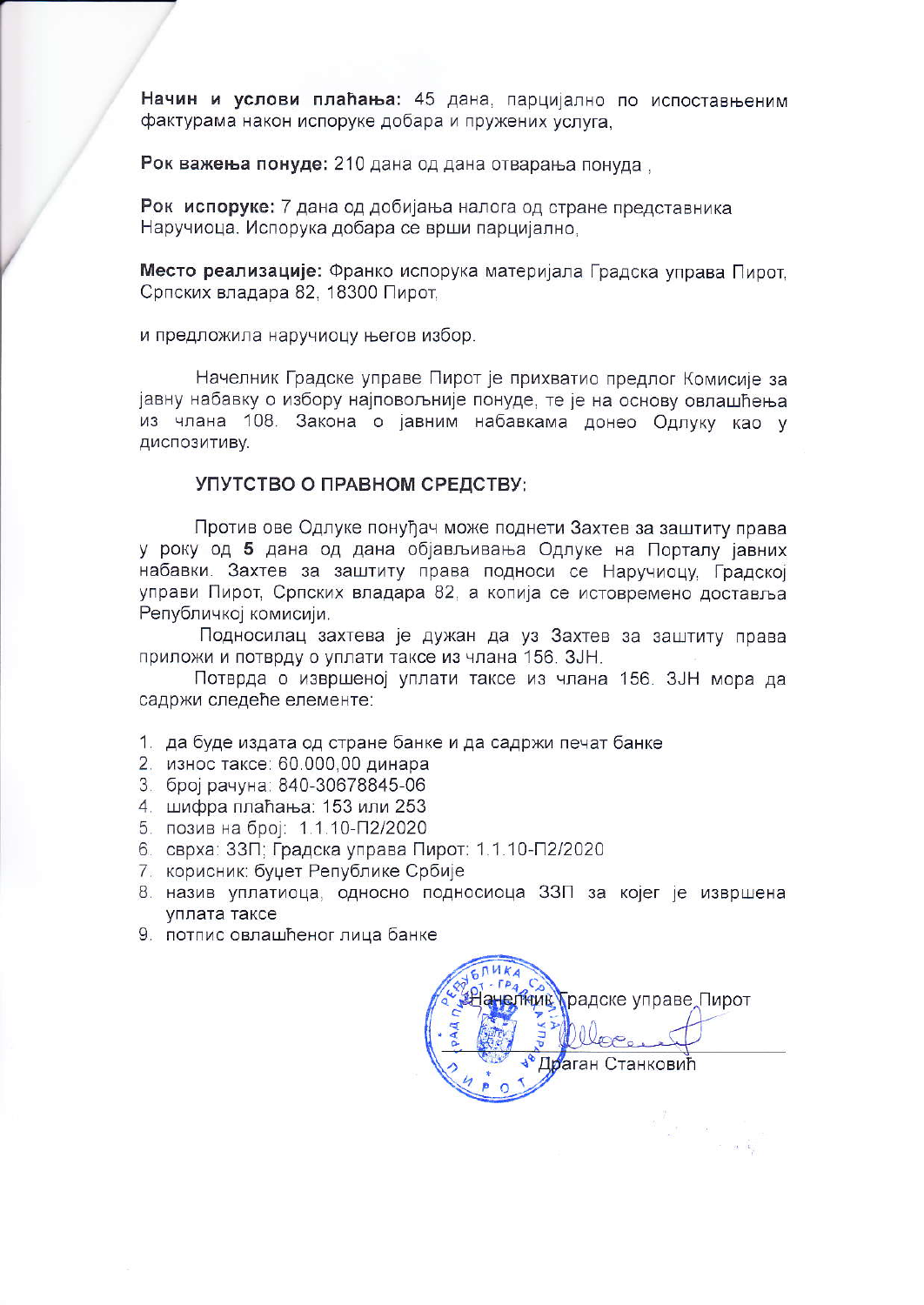**Начин и услови плаћања:** 45 дана, парцијално по испостављеним фактурама након испоруке добара и пружених услуга,

**Рок важења понуде:** 210 дана од дана отварања понуда ,

**Рок испоруке:** 7 дана од добијања налога од стране представника Наручиоца. Испорука добара се врши парцијално,

**Место реализације:** Франко испорука материјала Градска управа Пирот, Српских владара 82, 18300 Пирот,

и предложила наручиоцу његов избор.

Начелник Градске управе Пирот је прихватио предлог Комисије за јавну набавку о избору најповољније понуде, те је на основу овлашћења из члана 108. Закона о јавним набавкама донео Одлуку као у диспозитиву.

## УПУТСТВО О ПРАВНОМ СРЕДСТВУ:

Против ове Одлуке понуђач може поднети Захтев за заштиту права у року од **5** дана од дана објављивања Одлуке на Порталу јавних набавки. Захтев за заштиту права подноси се Наручиоцу, Градској управи Пирот, Српских владара 82, а копија се истовремено доставља Републичкој комисији.

Подносилац захтева је дужан да уз Захтев за заштиту права приложи и потврду о уплати таксе из члана 156. ЗЈН.

Потврда о извршеној уплати таксе из члана 156. ЗЈН мора да садржи следеће елементе:

1. да буде издата од стране банке и да садржи печат банке
2. износ таксе: 60.000,00 динара
3. број рачуна: 840-30678845-06
4. шифра плаћања: 153 или 253
5. позив на број: 1.1.10-П2/2020
6. сврха: ЗЗП; Градска управа Пирот: 1.1.10-П2/2020
7. корисник: буџет Републике Србије
8. назив уплатиоца, односно подносиоца ЗЗП за којег је извршена уплата таксе
9. потпис овлашћеног лица банке

Начелник Градске управе Пирот

Драган Станковић